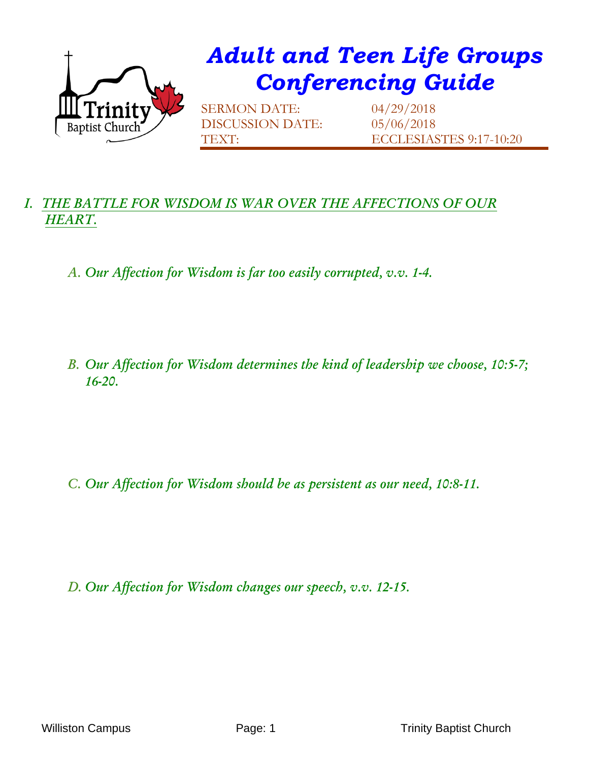# *Adult and Teen Life Groups Conferencing Guide*

SERMON DATE: 04/29/2018
DISCUSSION DATE: 05/06/2018
TEXT: ECCLESIASTES 9:17-10:20

## I. *THE BATTLE FOR WISDOM IS WAR OVER THE AFFECTIONS OF OUR HEART.*

*A. Our Affection for Wisdom is far too easily corrupted, v.v. 1-4.*

*B. Our Affection for Wisdom determines the kind of leadership we choose, 10:5-7; 16-20.*

*C. Our Affection for Wisdom should be as persistent as our need, 10:8-11.*

*D. Our Affection for Wisdom changes our speech, v.v. 12-15.*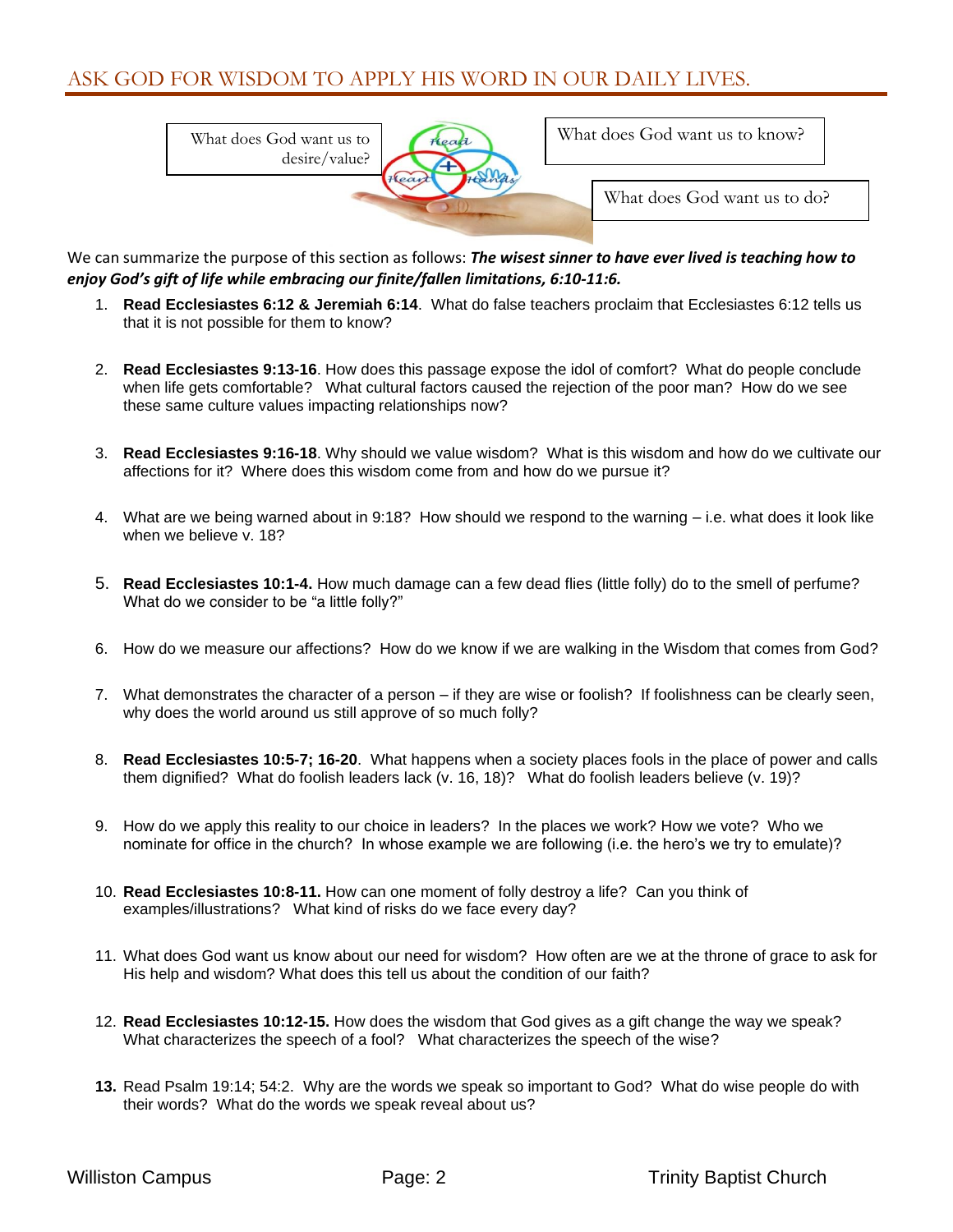## ASK GOD FOR WISDOM TO APPLY HIS WORD IN OUR DAILY LIVES.

What does God want us to desire/value?

What does God want us to know?

What does God want us to do?

We can summarize the purpose of this section as follows: ***The wisest sinner to have ever lived is teaching how to enjoy God's gift of life while embracing our finite/fallen limitations, 6:10-11:6.***

1. **Read Ecclesiastes 6:12 & Jeremiah 6:14**. What do false teachers proclaim that Ecclesiastes 6:12 tells us that it is not possible for them to know?

2. **Read Ecclesiastes 9:13-16**. How does this passage expose the idol of comfort? What do people conclude when life gets comfortable? What cultural factors caused the rejection of the poor man? How do we see these same culture values impacting relationships now?

3. **Read Ecclesiastes 9:16-18**. Why should we value wisdom? What is this wisdom and how do we cultivate our affections for it? Where does this wisdom come from and how do we pursue it?

4. What are we being warned about in 9:18? How should we respond to the warning – i.e. what does it look like when we believe v. 18?

5. **Read Ecclesiastes 10:1-4.** How much damage can a few dead flies (little folly) do to the smell of perfume? What do we consider to be "a little folly?"

6. How do we measure our affections? How do we know if we are walking in the Wisdom that comes from God?

7. What demonstrates the character of a person – if they are wise or foolish? If foolishness can be clearly seen, why does the world around us still approve of so much folly?

8. **Read Ecclesiastes 10:5-7; 16-20**. What happens when a society places fools in the place of power and calls them dignified? What do foolish leaders lack (v. 16, 18)? What do foolish leaders believe (v. 19)?

9. How do we apply this reality to our choice in leaders? In the places we work? How we vote? Who we nominate for office in the church? In whose example we are following (i.e. the hero's we try to emulate)?

10. **Read Ecclesiastes 10:8-11.** How can one moment of folly destroy a life? Can you think of examples/illustrations? What kind of risks do we face every day?

11. What does God want us know about our need for wisdom? How often are we at the throne of grace to ask for His help and wisdom? What does this tell us about the condition of our faith?

12. **Read Ecclesiastes 10:12-15.** How does the wisdom that God gives as a gift change the way we speak? What characterizes the speech of a fool? What characterizes the speech of the wise?

13. Read Psalm 19:14; 54:2. Why are the words we speak so important to God? What do wise people do with their words? What do the words we speak reveal about us?